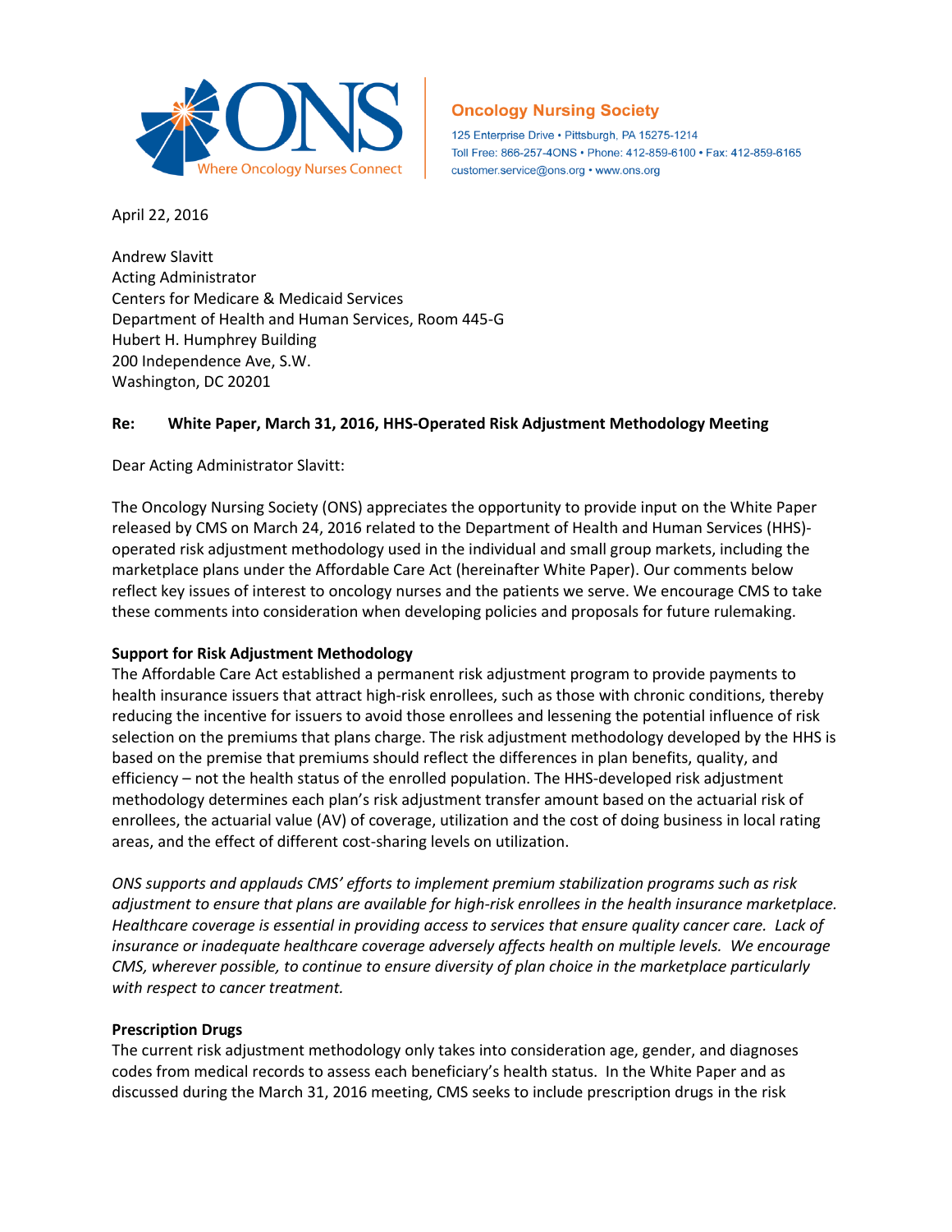**Oncology Nursing Society**

125 Enterprise Drive • Pittsburgh, PA 15275-1214
Toll Free: 866-257-4ONS • Phone: 412-859-6100 • Fax: 412-859-6165
customer.service@ons.org • www.ons.org

April 22, 2016

Andrew Slavitt
Acting Administrator
Centers for Medicare & Medicaid Services
Department of Health and Human Services, Room 445-G
Hubert H. Humphrey Building
200 Independence Ave, S.W.
Washington, DC 20201

**Re: White Paper, March 31, 2016, HHS-Operated Risk Adjustment Methodology Meeting**

Dear Acting Administrator Slavitt:

The Oncology Nursing Society (ONS) appreciates the opportunity to provide input on the White Paper released by CMS on March 24, 2016 related to the Department of Health and Human Services (HHS)-operated risk adjustment methodology used in the individual and small group markets, including the marketplace plans under the Affordable Care Act (hereinafter White Paper). Our comments below reflect key issues of interest to oncology nurses and the patients we serve. We encourage CMS to take these comments into consideration when developing policies and proposals for future rulemaking.

**Support for Risk Adjustment Methodology**

The Affordable Care Act established a permanent risk adjustment program to provide payments to health insurance issuers that attract high-risk enrollees, such as those with chronic conditions, thereby reducing the incentive for issuers to avoid those enrollees and lessening the potential influence of risk selection on the premiums that plans charge. The risk adjustment methodology developed by the HHS is based on the premise that premiums should reflect the differences in plan benefits, quality, and efficiency – not the health status of the enrolled population. The HHS-developed risk adjustment methodology determines each plan's risk adjustment transfer amount based on the actuarial risk of enrollees, the actuarial value (AV) of coverage, utilization and the cost of doing business in local rating areas, and the effect of different cost-sharing levels on utilization.

*ONS supports and applauds CMS' efforts to implement premium stabilization programs such as risk adjustment to ensure that plans are available for high-risk enrollees in the health insurance marketplace. Healthcare coverage is essential in providing access to services that ensure quality cancer care. Lack of insurance or inadequate healthcare coverage adversely affects health on multiple levels. We encourage CMS, wherever possible, to continue to ensure diversity of plan choice in the marketplace particularly with respect to cancer treatment.*

**Prescription Drugs**

The current risk adjustment methodology only takes into consideration age, gender, and diagnoses codes from medical records to assess each beneficiary's health status. In the White Paper and as discussed during the March 31, 2016 meeting, CMS seeks to include prescription drugs in the risk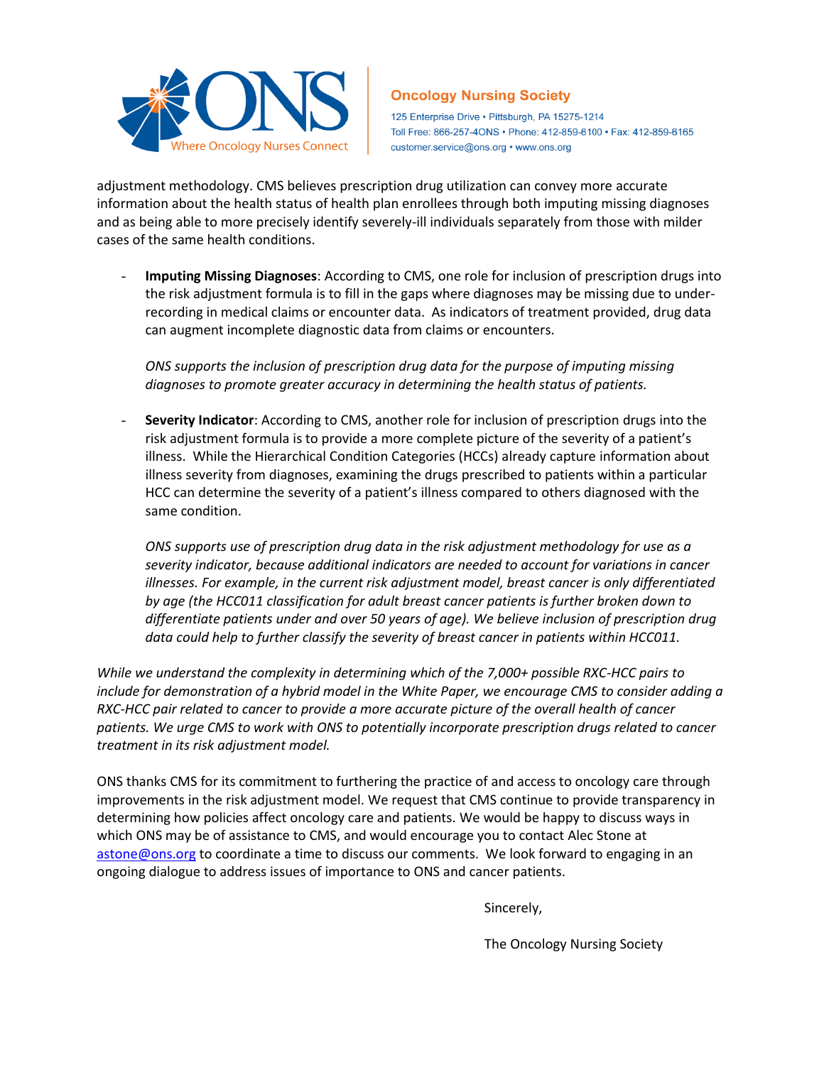adjustment methodology. CMS believes prescription drug utilization can convey more accurate information about the health status of health plan enrollees through both imputing missing diagnoses and as being able to more precisely identify severely-ill individuals separately from those with milder cases of the same health conditions.

- **Imputing Missing Diagnoses**: According to CMS, one role for inclusion of prescription drugs into the risk adjustment formula is to fill in the gaps where diagnoses may be missing due to under-recording in medical claims or encounter data. As indicators of treatment provided, drug data can augment incomplete diagnostic data from claims or encounters.

  *ONS supports the inclusion of prescription drug data for the purpose of imputing missing diagnoses to promote greater accuracy in determining the health status of patients.*

- **Severity Indicator**: According to CMS, another role for inclusion of prescription drugs into the risk adjustment formula is to provide a more complete picture of the severity of a patient's illness. While the Hierarchical Condition Categories (HCCs) already capture information about illness severity from diagnoses, examining the drugs prescribed to patients within a particular HCC can determine the severity of a patient's illness compared to others diagnosed with the same condition.

  *ONS supports use of prescription drug data in the risk adjustment methodology for use as a severity indicator, because additional indicators are needed to account for variations in cancer illnesses. For example, in the current risk adjustment model, breast cancer is only differentiated by age (the HCC011 classification for adult breast cancer patients is further broken down to differentiate patients under and over 50 years of age). We believe inclusion of prescription drug data could help to further classify the severity of breast cancer in patients within HCC011.*

*While we understand the complexity in determining which of the 7,000+ possible RXC-HCC pairs to include for demonstration of a hybrid model in the White Paper, we encourage CMS to consider adding a RXC-HCC pair related to cancer to provide a more accurate picture of the overall health of cancer patients. We urge CMS to work with ONS to potentially incorporate prescription drugs related to cancer treatment in its risk adjustment model.*

ONS thanks CMS for its commitment to furthering the practice of and access to oncology care through improvements in the risk adjustment model. We request that CMS continue to provide transparency in determining how policies affect oncology care and patients. We would be happy to discuss ways in which ONS may be of assistance to CMS, and would encourage you to contact Alec Stone at astone@ons.org to coordinate a time to discuss our comments. We look forward to engaging in an ongoing dialogue to address issues of importance to ONS and cancer patients.

Sincerely,

The Oncology Nursing Society